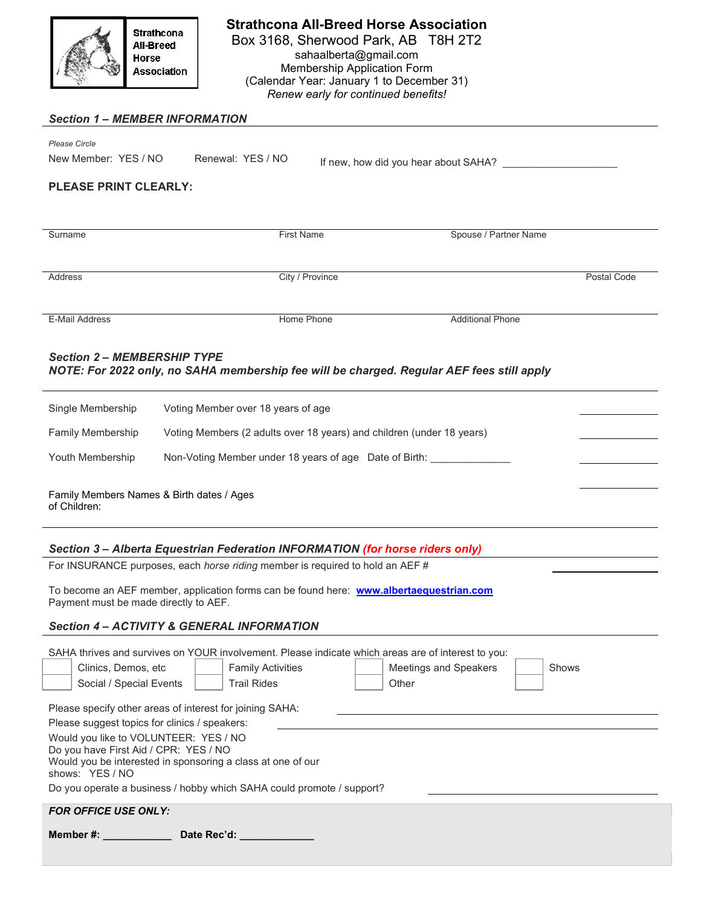**Strathcona All-Breed Horse Association**

# Strathcona All-Breed Horse Association

Box 3168, Sherwood Park, AB T8H 2T2
sahaalberta@gmail.com
Membership Application Form
(Calendar Year: January 1 to December 31)
*Renew early for continued benefits!*

## *Section 1 – MEMBER INFORMATION*

*Please Circle*

New Member: YES / NO Renewal: YES / NO If new, how did you hear about SAHA? ____________________

**PLEASE PRINT CLEARLY:**

| Surname | First Name | Spouse / Partner Name | |
|---|---|---|---|
| Address | City / Province | | Postal Code |
| E-Mail Address | Home Phone | Additional Phone | |

## *Section 2 – MEMBERSHIP TYPE*

***NOTE: For 2022 only, no SAHA membership fee will be charged. Regular AEF fees still apply***

| | | |
|---|---|---|
| Single Membership | Voting Member over 18 years of age | ________ |
| Family Membership | Voting Members (2 adults over 18 years) and children (under 18 years) | ________ |
| Youth Membership | Non-Voting Member under 18 years of age Date of Birth: ______________ | ________ |
| | | ________ |

Family Members Names & Birth dates / Ages of Children:

## *Section 3 – Alberta Equestrian Federation INFORMATION (for horse riders only)*

For INSURANCE purposes, each *horse riding* member is required to hold an AEF # ____________

To become an AEF member, application forms can be found here: **www.albertaequestrian.com**
Payment must be made directly to AEF.

## *Section 4 – ACTIVITY & GENERAL INFORMATION*

SAHA thrives and survives on YOUR involvement. Please indicate which areas are of interest to you:

| | | | |
|---|---|---|---|
| ☐ Clinics, Demos, etc | ☐ Family Activities | ☐ Meetings and Speakers | ☐ Shows |
| ☐ Social / Special Events | ☐ Trail Rides | ☐ Other | ☐ |

Please specify other areas of interest for joining SAHA: ____________________

Please suggest topics for clinics / speakers: ____________________

Would you like to VOLUNTEER: YES / NO

Do you have First Aid / CPR: YES / NO

Would you be interested in sponsoring a class at one of our shows: YES / NO

Do you operate a business / hobby which SAHA could promote / support? ____________________

***FOR OFFICE USE ONLY:***

**Member #: ____________ Date Rec'd: _____________**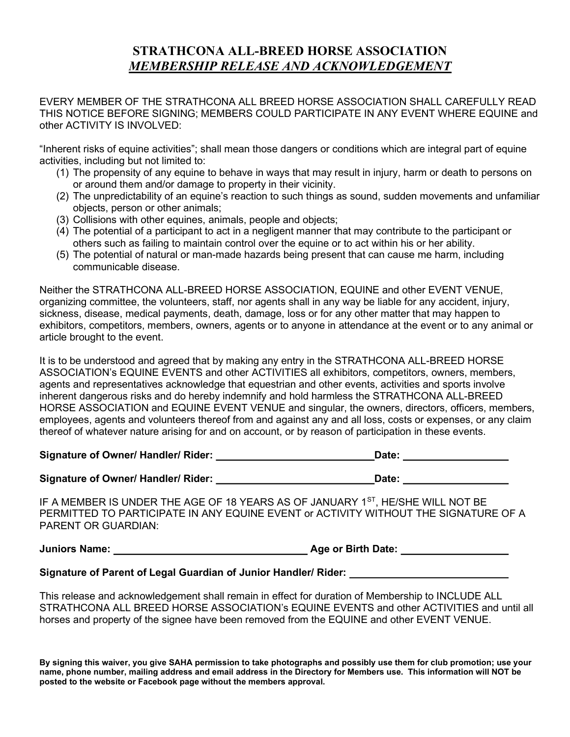# STRATHCONA ALL-BREED HORSE ASSOCIATION

## *MEMBERSHIP RELEASE AND ACKNOWLEDGEMENT*

EVERY MEMBER OF THE STRATHCONA ALL BREED HORSE ASSOCIATION SHALL CAREFULLY READ THIS NOTICE BEFORE SIGNING; MEMBERS COULD PARTICIPATE IN ANY EVENT WHERE EQUINE and other ACTIVITY IS INVOLVED:

"Inherent risks of equine activities"; shall mean those dangers or conditions which are integral part of equine activities, including but not limited to:

(1) The propensity of any equine to behave in ways that may result in injury, harm or death to persons on or around them and/or damage to property in their vicinity.
(2) The unpredictability of an equine's reaction to such things as sound, sudden movements and unfamiliar objects, person or other animals;
(3) Collisions with other equines, animals, people and objects;
(4) The potential of a participant to act in a negligent manner that may contribute to the participant or others such as failing to maintain control over the equine or to act within his or her ability.
(5) The potential of natural or man-made hazards being present that can cause me harm, including communicable disease.

Neither the STRATHCONA ALL-BREED HORSE ASSOCIATION, EQUINE and other EVENT VENUE, organizing committee, the volunteers, staff, nor agents shall in any way be liable for any accident, injury, sickness, disease, medical payments, death, damage, loss or for any other matter that may happen to exhibitors, competitors, members, owners, agents or to anyone in attendance at the event or to any animal or article brought to the event.

It is to be understood and agreed that by making any entry in the STRATHCONA ALL-BREED HORSE ASSOCIATION's EQUINE EVENTS and other ACTIVITIES all exhibitors, competitors, owners, members, agents and representatives acknowledge that equestrian and other events, activities and sports involve inherent dangerous risks and do hereby indemnify and hold harmless the STRATHCONA ALL-BREED HORSE ASSOCIATION and EQUINE EVENT VENUE and singular, the owners, directors, officers, members, employees, agents and volunteers thereof from and against any and all loss, costs or expenses, or any claim thereof of whatever nature arising for and on account, or by reason of participation in these events.

**Signature of Owner/ Handler/ Rider: ____________________________ Date: __________________**

**Signature of Owner/ Handler/ Rider: ____________________________ Date: __________________**

IF A MEMBER IS UNDER THE AGE OF 18 YEARS AS OF JANUARY 1ST, HE/SHE WILL NOT BE PERMITTED TO PARTICIPATE IN ANY EQUINE EVENT or ACTIVITY WITHOUT THE SIGNATURE OF A PARENT OR GUARDIAN:

**Juniors Name: __________________________________ Age or Birth Date: __________________**

**Signature of Parent of Legal Guardian of Junior Handler/ Rider: ____________________________**

This release and acknowledgement shall remain in effect for duration of Membership to INCLUDE ALL STRATHCONA ALL BREED HORSE ASSOCIATION's EQUINE EVENTS and other ACTIVITIES and until all horses and property of the signee have been removed from the EQUINE and other EVENT VENUE.

**By signing this waiver, you give SAHA permission to take photographs and possibly use them for club promotion; use your name, phone number, mailing address and email address in the Directory for Members use. This information will NOT be posted to the website or Facebook page without the members approval.**